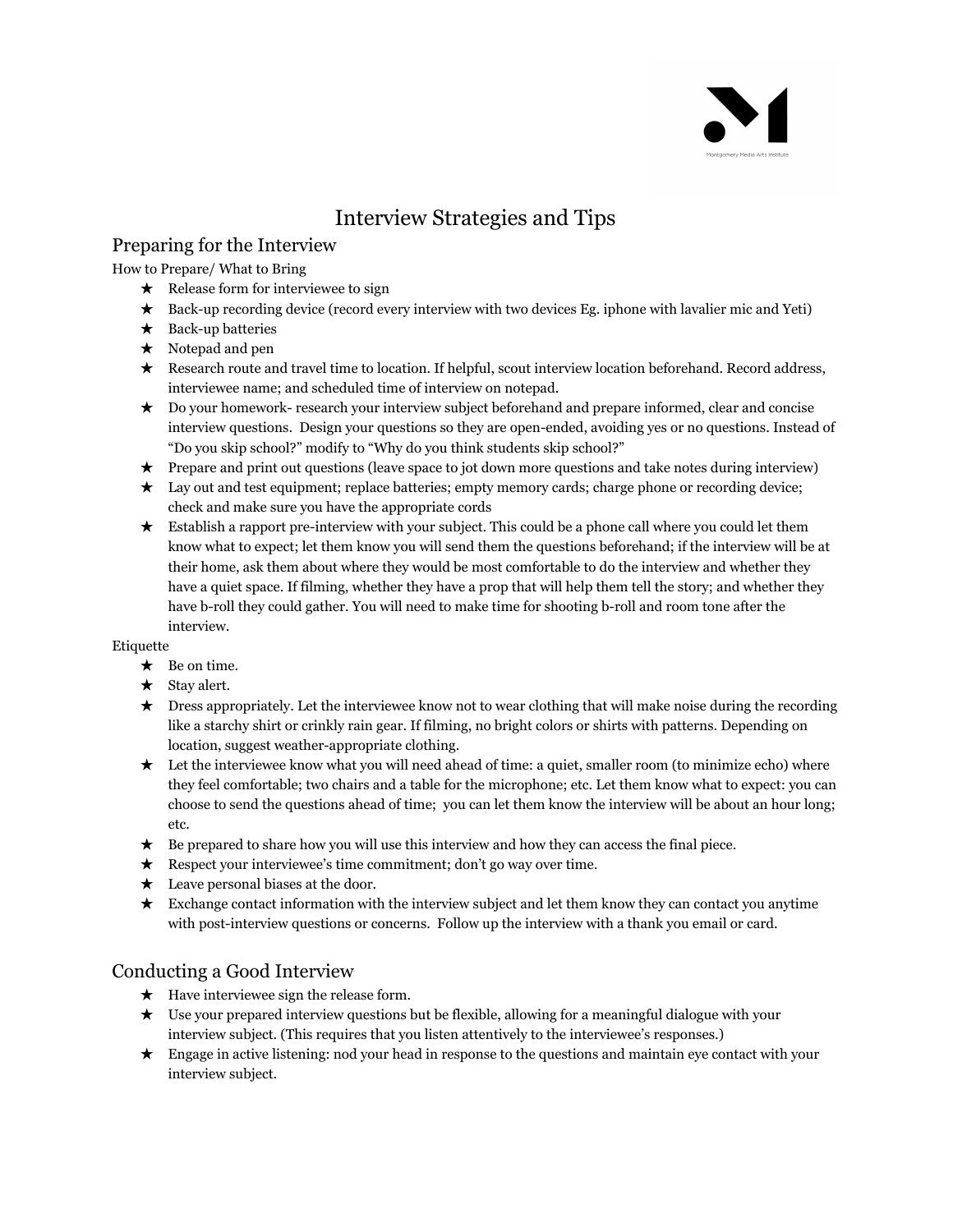Montgomery Media Arts Institute

# Interview Strategies and Tips

## Preparing for the Interview

How to Prepare/ What to Bring

- Release form for interviewee to sign
- Back-up recording device (record every interview with two devices Eg. iphone with lavalier mic and Yeti)
- Back-up batteries
- Notepad and pen
- Research route and travel time to location. If helpful, scout interview location beforehand. Record address, interviewee name; and scheduled time of interview on notepad.
- Do your homework- research your interview subject beforehand and prepare informed, clear and concise interview questions. Design your questions so they are open-ended, avoiding yes or no questions. Instead of "Do you skip school?" modify to "Why do you think students skip school?"
- Prepare and print out questions (leave space to jot down more questions and take notes during interview)
- Lay out and test equipment; replace batteries; empty memory cards; charge phone or recording device; check and make sure you have the appropriate cords
- Establish a rapport pre-interview with your subject. This could be a phone call where you could let them know what to expect; let them know you will send them the questions beforehand; if the interview will be at their home, ask them about where they would be most comfortable to do the interview and whether they have a quiet space. If filming, whether they have a prop that will help them tell the story; and whether they have b-roll they could gather. You will need to make time for shooting b-roll and room tone after the interview.

Etiquette

- Be on time.
- Stay alert.
- Dress appropriately. Let the interviewee know not to wear clothing that will make noise during the recording like a starchy shirt or crinkly rain gear. If filming, no bright colors or shirts with patterns. Depending on location, suggest weather-appropriate clothing.
- Let the interviewee know what you will need ahead of time: a quiet, smaller room (to minimize echo) where they feel comfortable; two chairs and a table for the microphone; etc. Let them know what to expect: you can choose to send the questions ahead of time; you can let them know the interview will be about an hour long; etc.
- Be prepared to share how you will use this interview and how they can access the final piece.
- Respect your interviewee's time commitment; don't go way over time.
- Leave personal biases at the door.
- Exchange contact information with the interview subject and let them know they can contact you anytime with post-interview questions or concerns. Follow up the interview with a thank you email or card.

## Conducting a Good Interview

- Have interviewee sign the release form.
- Use your prepared interview questions but be flexible, allowing for a meaningful dialogue with your interview subject. (This requires that you listen attentively to the interviewee's responses.)
- Engage in active listening: nod your head in response to the questions and maintain eye contact with your interview subject.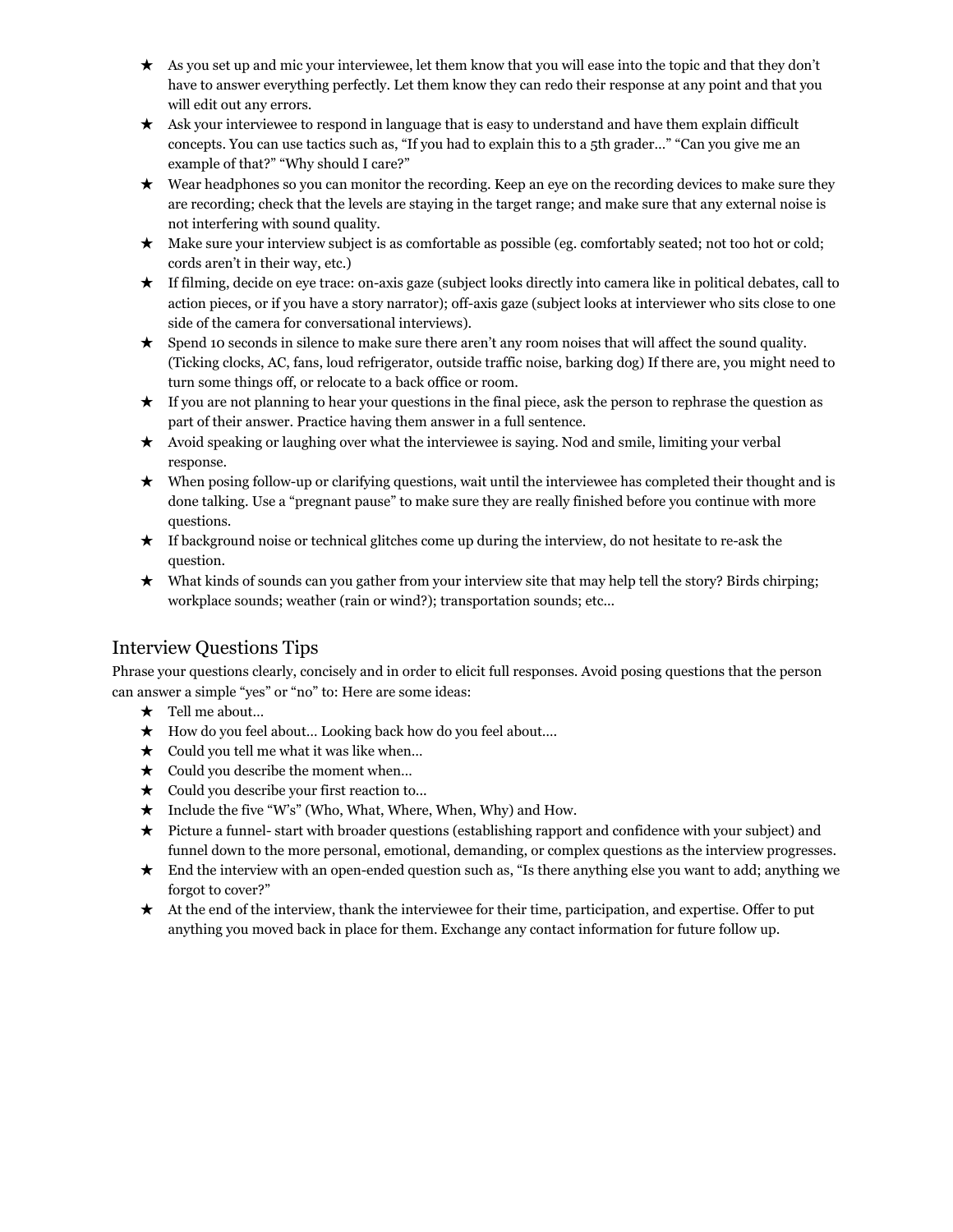- ★ As you set up and mic your interviewee, let them know that you will ease into the topic and that they don't have to answer everything perfectly. Let them know they can redo their response at any point and that you will edit out any errors.
- ★ Ask your interviewee to respond in language that is easy to understand and have them explain difficult concepts. You can use tactics such as, "If you had to explain this to a 5th grader…" "Can you give me an example of that?" "Why should I care?"
- ★ Wear headphones so you can monitor the recording. Keep an eye on the recording devices to make sure they are recording; check that the levels are staying in the target range; and make sure that any external noise is not interfering with sound quality.
- ★ Make sure your interview subject is as comfortable as possible (eg. comfortably seated; not too hot or cold; cords aren't in their way, etc.)
- ★ If filming, decide on eye trace: on-axis gaze (subject looks directly into camera like in political debates, call to action pieces, or if you have a story narrator); off-axis gaze (subject looks at interviewer who sits close to one side of the camera for conversational interviews).
- ★ Spend 10 seconds in silence to make sure there aren't any room noises that will affect the sound quality. (Ticking clocks, AC, fans, loud refrigerator, outside traffic noise, barking dog) If there are, you might need to turn some things off, or relocate to a back office or room.
- ★ If you are not planning to hear your questions in the final piece, ask the person to rephrase the question as part of their answer. Practice having them answer in a full sentence.
- ★ Avoid speaking or laughing over what the interviewee is saying. Nod and smile, limiting your verbal response.
- ★ When posing follow-up or clarifying questions, wait until the interviewee has completed their thought and is done talking. Use a "pregnant pause" to make sure they are really finished before you continue with more questions.
- ★ If background noise or technical glitches come up during the interview, do not hesitate to re-ask the question.
- ★ What kinds of sounds can you gather from your interview site that may help tell the story? Birds chirping; workplace sounds; weather (rain or wind?); transportation sounds; etc…

## Interview Questions Tips

Phrase your questions clearly, concisely and in order to elicit full responses. Avoid posing questions that the person can answer a simple "yes" or "no" to: Here are some ideas:

- ★ Tell me about…
- ★ How do you feel about… Looking back how do you feel about….
- ★ Could you tell me what it was like when…
- ★ Could you describe the moment when…
- ★ Could you describe your first reaction to…
- ★ Include the five "W's" (Who, What, Where, When, Why) and How.
- ★ Picture a funnel- start with broader questions (establishing rapport and confidence with your subject) and funnel down to the more personal, emotional, demanding, or complex questions as the interview progresses.
- ★ End the interview with an open-ended question such as, "Is there anything else you want to add; anything we forgot to cover?"
- ★ At the end of the interview, thank the interviewee for their time, participation, and expertise. Offer to put anything you moved back in place for them. Exchange any contact information for future follow up.